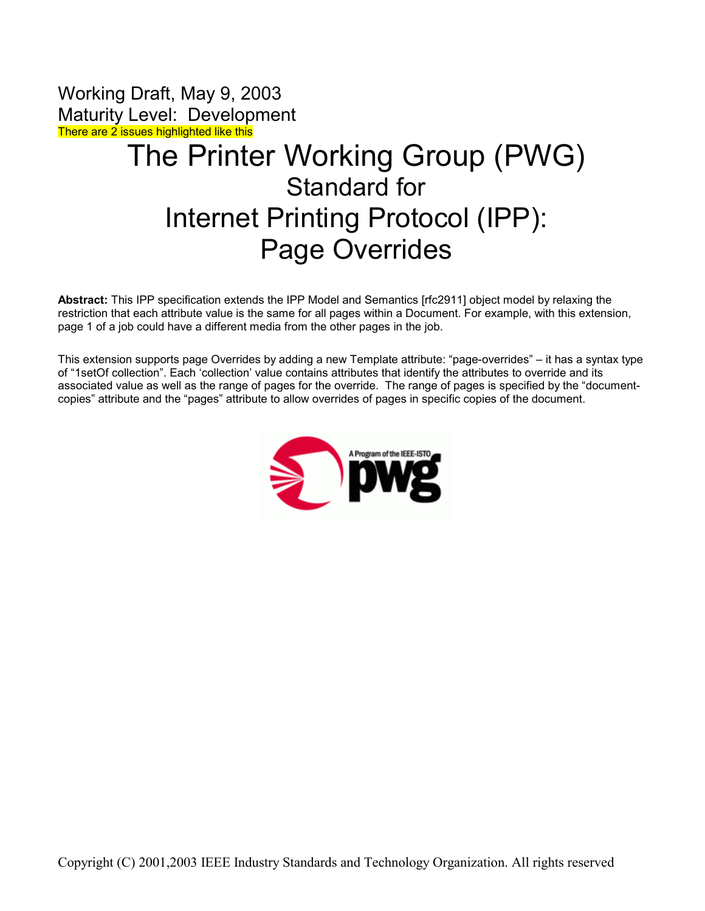Working Draft, May 9, 2003
Maturity Level: Development
There are 2 issues highlighted like this

# The Printer Working Group (PWG)

## Standard for

# Internet Printing Protocol (IPP): Page Overrides

**Abstract:** This IPP specification extends the IPP Model and Semantics [rfc2911] object model by relaxing the restriction that each attribute value is the same for all pages within a Document. For example, with this extension, page 1 of a job could have a different media from the other pages in the job.

This extension supports page Overrides by adding a new Template attribute: "page-overrides" – it has a syntax type of "1setOf collection". Each 'collection' value contains attributes that identify the attributes to override and its associated value as well as the range of pages for the override. The range of pages is specified by the "document-copies" attribute and the "pages" attribute to allow overrides of pages in specific copies of the document.

Copyright (C) 2001,2003 IEEE Industry Standards and Technology Organization. All rights reserved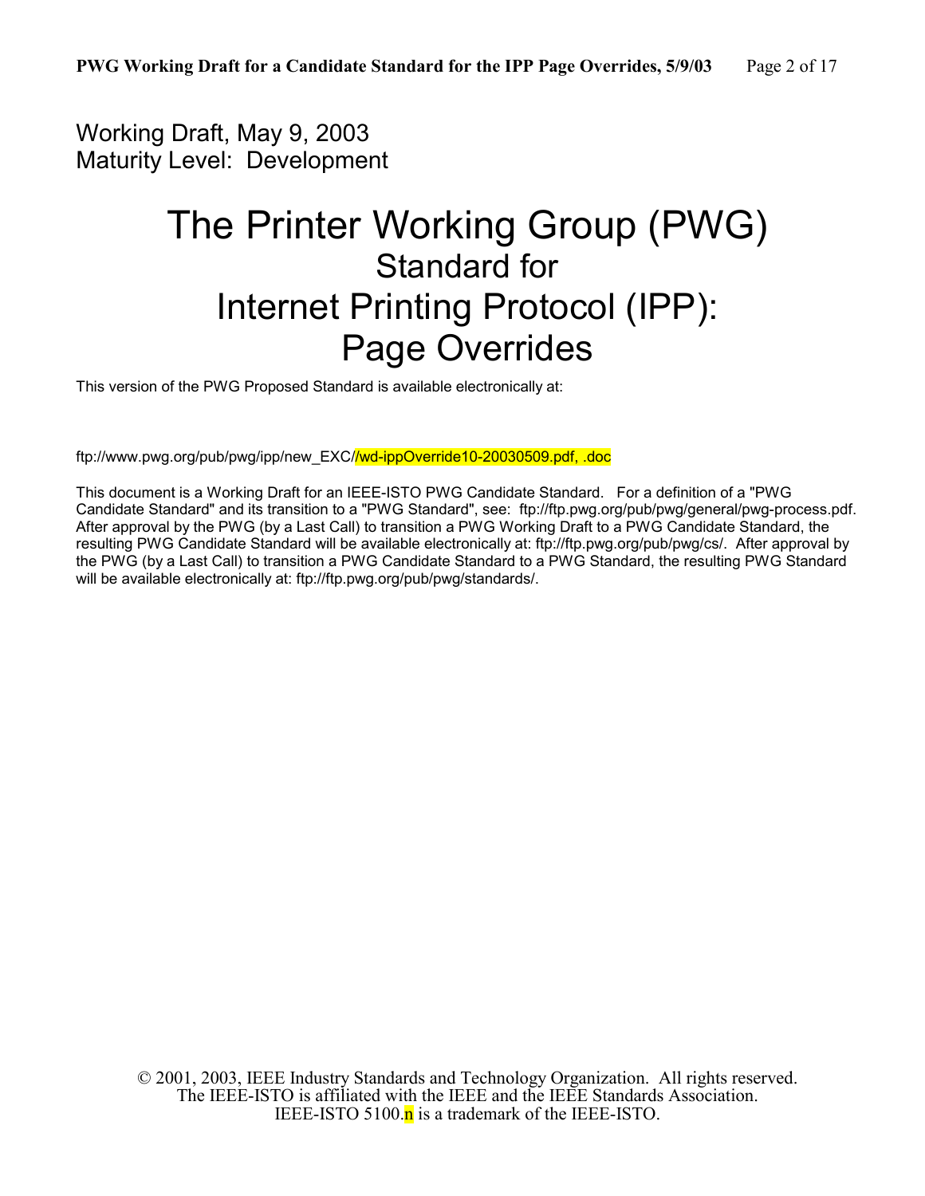Working Draft, May 9, 2003
Maturity Level: Development

# The Printer Working Group (PWG)
## Standard for
# Internet Printing Protocol (IPP): Page Overrides

This version of the PWG Proposed Standard is available electronically at:

ftp://www.pwg.org/pub/pwg/ipp/new_EXC//wd-ippOverride10-20030509.pdf, .doc

This document is a Working Draft for an IEEE-ISTO PWG Candidate Standard. For a definition of a "PWG Candidate Standard" and its transition to a "PWG Standard", see: ftp://ftp.pwg.org/pub/pwg/general/pwg-process.pdf. After approval by the PWG (by a Last Call) to transition a PWG Working Draft to a PWG Candidate Standard, the resulting PWG Candidate Standard will be available electronically at: ftp://ftp.pwg.org/pub/pwg/cs/. After approval by the PWG (by a Last Call) to transition a PWG Candidate Standard to a PWG Standard, the resulting PWG Standard will be available electronically at: ftp://ftp.pwg.org/pub/pwg/standards/.

© 2001, 2003, IEEE Industry Standards and Technology Organization. All rights reserved.
The IEEE-ISTO is affiliated with the IEEE and the IEEE Standards Association.
IEEE-ISTO 5100.n is a trademark of the IEEE-ISTO.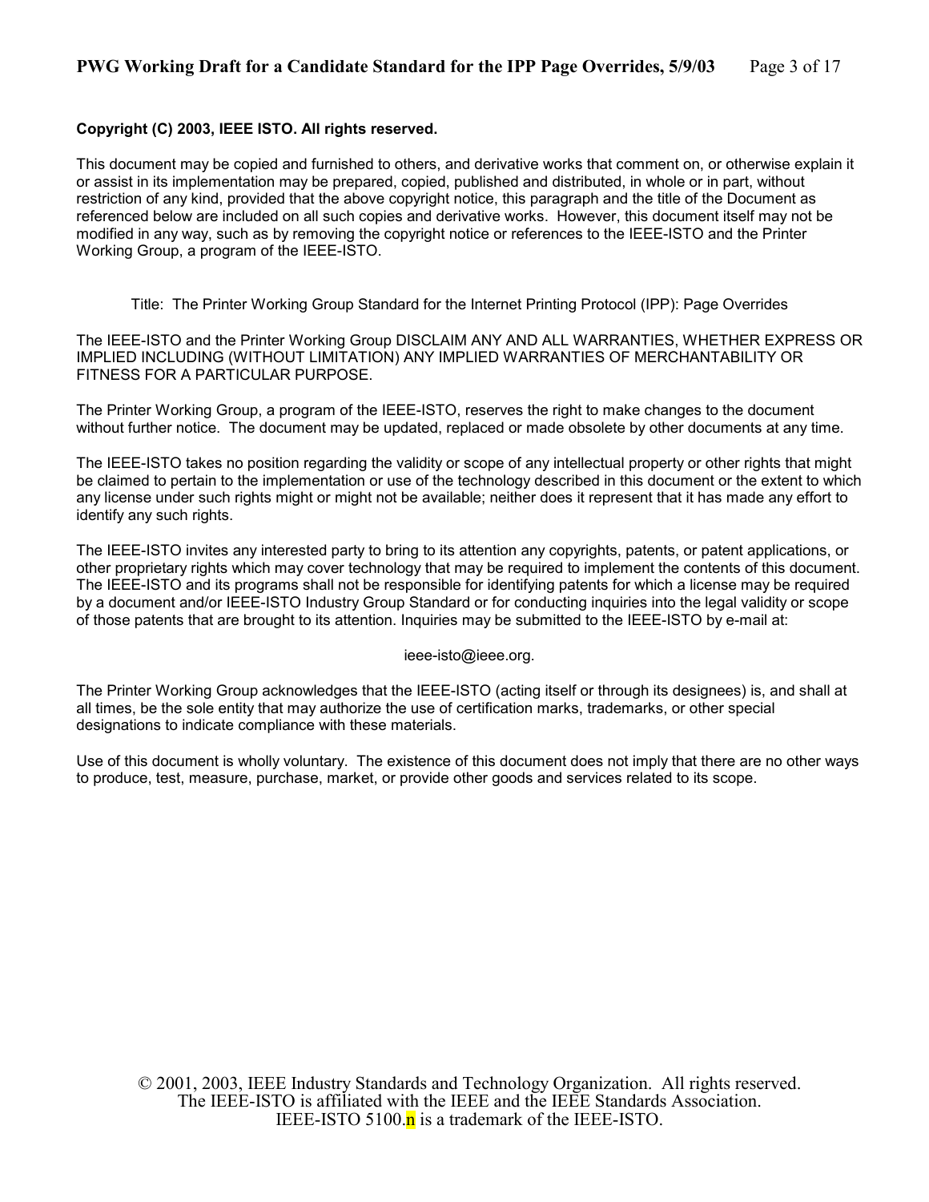**Copyright (C) 2003, IEEE ISTO. All rights reserved.**

This document may be copied and furnished to others, and derivative works that comment on, or otherwise explain it or assist in its implementation may be prepared, copied, published and distributed, in whole or in part, without restriction of any kind, provided that the above copyright notice, this paragraph and the title of the Document as referenced below are included on all such copies and derivative works. However, this document itself may not be modified in any way, such as by removing the copyright notice or references to the IEEE-ISTO and the Printer Working Group, a program of the IEEE-ISTO.

Title: The Printer Working Group Standard for the Internet Printing Protocol (IPP): Page Overrides

The IEEE-ISTO and the Printer Working Group DISCLAIM ANY AND ALL WARRANTIES, WHETHER EXPRESS OR IMPLIED INCLUDING (WITHOUT LIMITATION) ANY IMPLIED WARRANTIES OF MERCHANTABILITY OR FITNESS FOR A PARTICULAR PURPOSE.

The Printer Working Group, a program of the IEEE-ISTO, reserves the right to make changes to the document without further notice. The document may be updated, replaced or made obsolete by other documents at any time.

The IEEE-ISTO takes no position regarding the validity or scope of any intellectual property or other rights that might be claimed to pertain to the implementation or use of the technology described in this document or the extent to which any license under such rights might or might not be available; neither does it represent that it has made any effort to identify any such rights.

The IEEE-ISTO invites any interested party to bring to its attention any copyrights, patents, or patent applications, or other proprietary rights which may cover technology that may be required to implement the contents of this document. The IEEE-ISTO and its programs shall not be responsible for identifying patents for which a license may be required by a document and/or IEEE-ISTO Industry Group Standard or for conducting inquiries into the legal validity or scope of those patents that are brought to its attention. Inquiries may be submitted to the IEEE-ISTO by e-mail at:

ieee-isto@ieee.org.

The Printer Working Group acknowledges that the IEEE-ISTO (acting itself or through its designees) is, and shall at all times, be the sole entity that may authorize the use of certification marks, trademarks, or other special designations to indicate compliance with these materials.

Use of this document is wholly voluntary. The existence of this document does not imply that there are no other ways to produce, test, measure, purchase, market, or provide other goods and services related to its scope.

© 2001, 2003, IEEE Industry Standards and Technology Organization. All rights reserved.
The IEEE-ISTO is affiliated with the IEEE and the IEEE Standards Association.
IEEE-ISTO 5100.n is a trademark of the IEEE-ISTO.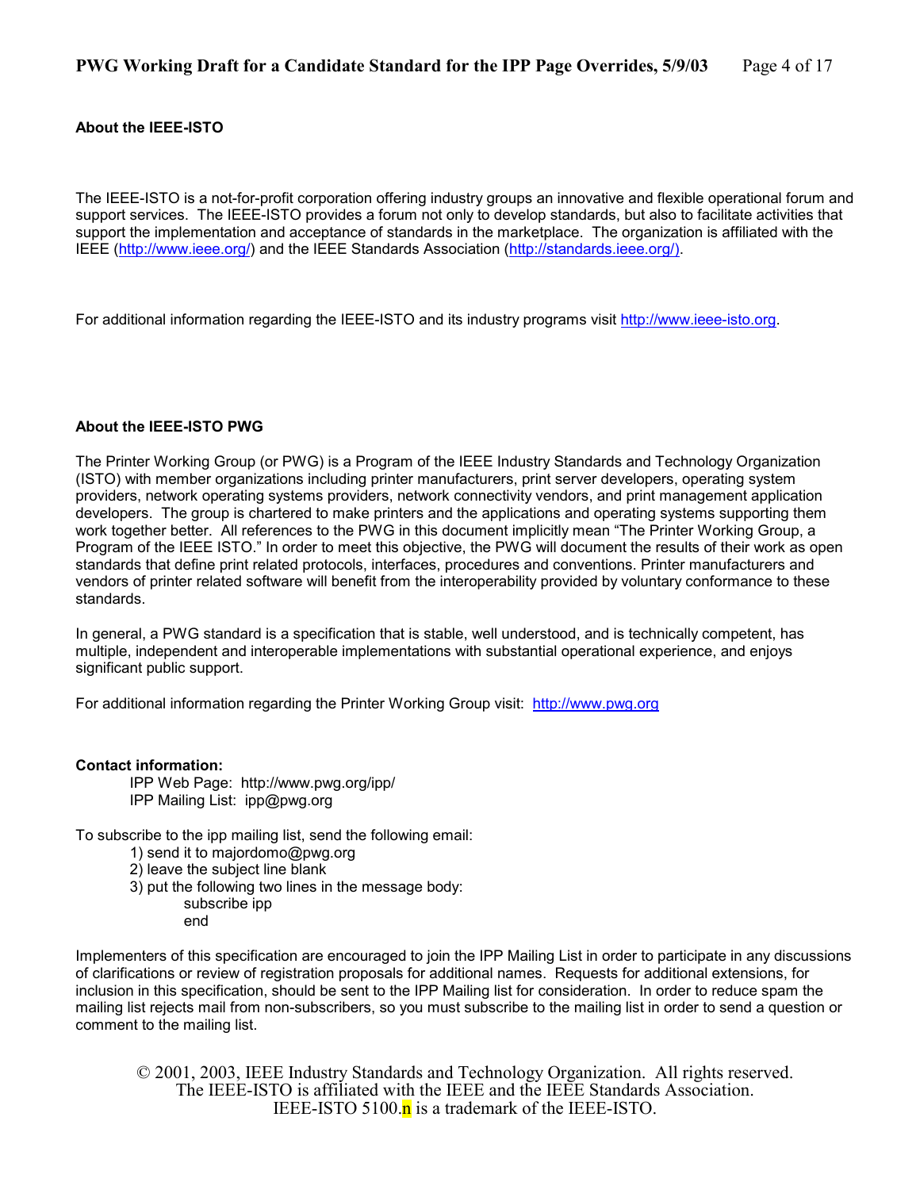**About the IEEE-ISTO**

The IEEE-ISTO is a not-for-profit corporation offering industry groups an innovative and flexible operational forum and support services. The IEEE-ISTO provides a forum not only to develop standards, but also to facilitate activities that support the implementation and acceptance of standards in the marketplace. The organization is affiliated with the IEEE (http://www.ieee.org/) and the IEEE Standards Association (http://standards.ieee.org/).

For additional information regarding the IEEE-ISTO and its industry programs visit http://www.ieee-isto.org.

**About the IEEE-ISTO PWG**

The Printer Working Group (or PWG) is a Program of the IEEE Industry Standards and Technology Organization (ISTO) with member organizations including printer manufacturers, print server developers, operating system providers, network operating systems providers, network connectivity vendors, and print management application developers. The group is chartered to make printers and the applications and operating systems supporting them work together better. All references to the PWG in this document implicitly mean "The Printer Working Group, a Program of the IEEE ISTO." In order to meet this objective, the PWG will document the results of their work as open standards that define print related protocols, interfaces, procedures and conventions. Printer manufacturers and vendors of printer related software will benefit from the interoperability provided by voluntary conformance to these standards.

In general, a PWG standard is a specification that is stable, well understood, and is technically competent, has multiple, independent and interoperable implementations with substantial operational experience, and enjoys significant public support.

For additional information regarding the Printer Working Group visit: http://www.pwg.org

**Contact information:**

IPP Web Page: http://www.pwg.org/ipp/
IPP Mailing List: ipp@pwg.org

To subscribe to the ipp mailing list, send the following email:

1) send it to majordomo@pwg.org
2) leave the subject line blank
3) put the following two lines in the message body:
   subscribe ipp
   end

Implementers of this specification are encouraged to join the IPP Mailing List in order to participate in any discussions of clarifications or review of registration proposals for additional names. Requests for additional extensions, for inclusion in this specification, should be sent to the IPP Mailing list for consideration. In order to reduce spam the mailing list rejects mail from non-subscribers, so you must subscribe to the mailing list in order to send a question or comment to the mailing list.

© 2001, 2003, IEEE Industry Standards and Technology Organization. All rights reserved.
The IEEE-ISTO is affiliated with the IEEE and the IEEE Standards Association.
IEEE-ISTO 5100.n is a trademark of the IEEE-ISTO.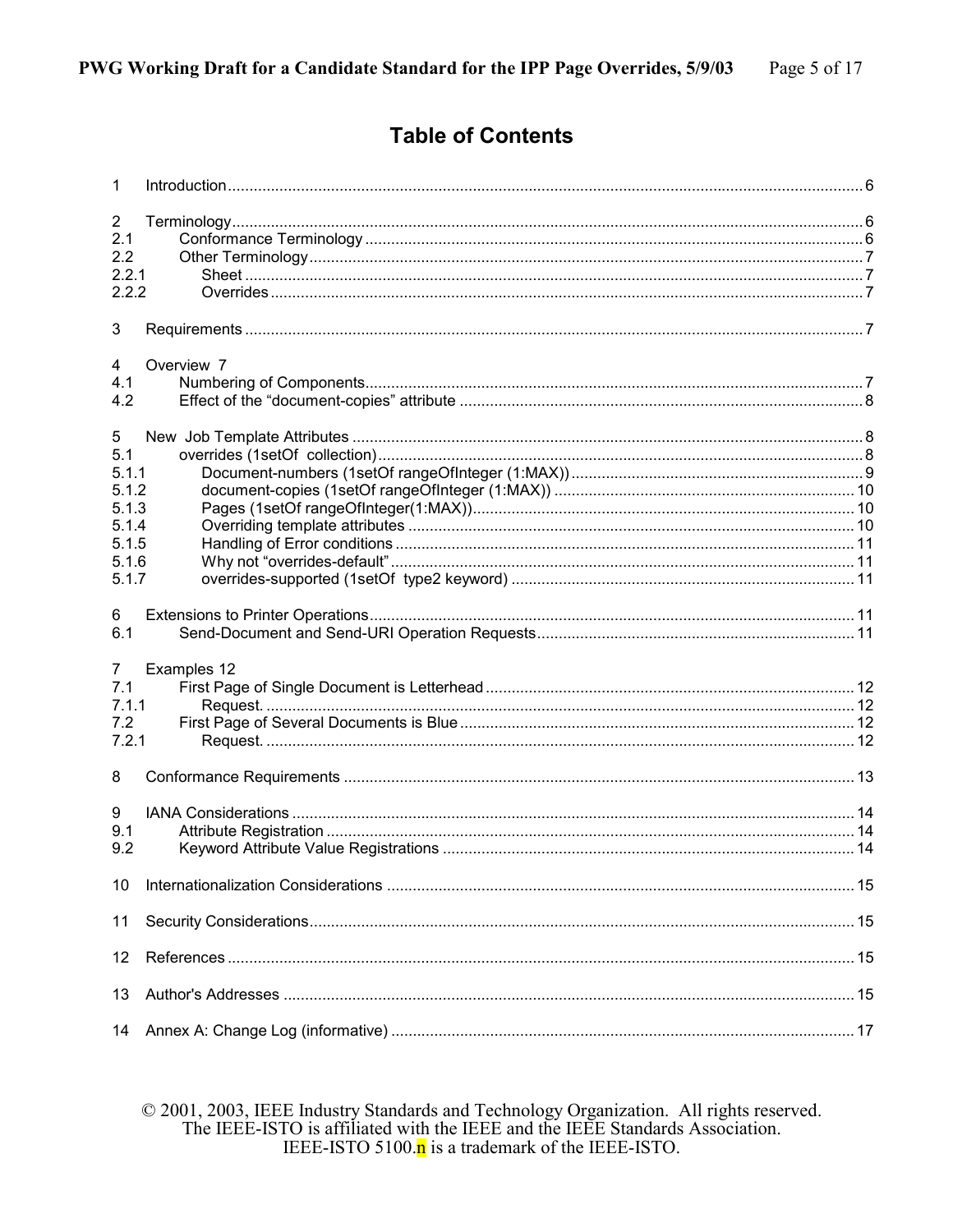# Table of Contents

1 Introduction .......... 6

2 Terminology .......... 6
2.1 Conformance Terminology .......... 6
2.2 Other Terminology .......... 7
2.2.1 Sheet .......... 7
2.2.2 Overrides .......... 7

3 Requirements .......... 7

4 Overview 7
4.1 Numbering of Components .......... 7
4.2 Effect of the “document-copies” attribute .......... 8

5 New Job Template Attributes .......... 8
5.1 overrides (1setOf collection) .......... 8
5.1.1 Document-numbers (1setOf rangeOfInteger (1:MAX)) .......... 9
5.1.2 document-copies (1setOf rangeOfInteger (1:MAX)) .......... 10
5.1.3 Pages (1setOf rangeOfInteger(1:MAX)) .......... 10
5.1.4 Overriding template attributes .......... 10
5.1.5 Handling of Error conditions .......... 11
5.1.6 Why not “overrides-default” .......... 11
5.1.7 overrides-supported (1setOf type2 keyword) .......... 11

6 Extensions to Printer Operations .......... 11
6.1 Send-Document and Send-URI Operation Requests .......... 11

7 Examples 12
7.1 First Page of Single Document is Letterhead .......... 12
7.1.1 Request. .......... 12
7.2 First Page of Several Documents is Blue .......... 12
7.2.1 Request. .......... 12

8 Conformance Requirements .......... 13

9 IANA Considerations .......... 14
9.1 Attribute Registration .......... 14
9.2 Keyword Attribute Value Registrations .......... 14

10 Internationalization Considerations .......... 15

11 Security Considerations .......... 15

12 References .......... 15

13 Author's Addresses .......... 15

14 Annex A: Change Log (informative) .......... 17

© 2001, 2003, IEEE Industry Standards and Technology Organization. All rights reserved.
The IEEE-ISTO is affiliated with the IEEE and the IEEE Standards Association.
IEEE-ISTO 5100.n is a trademark of the IEEE-ISTO.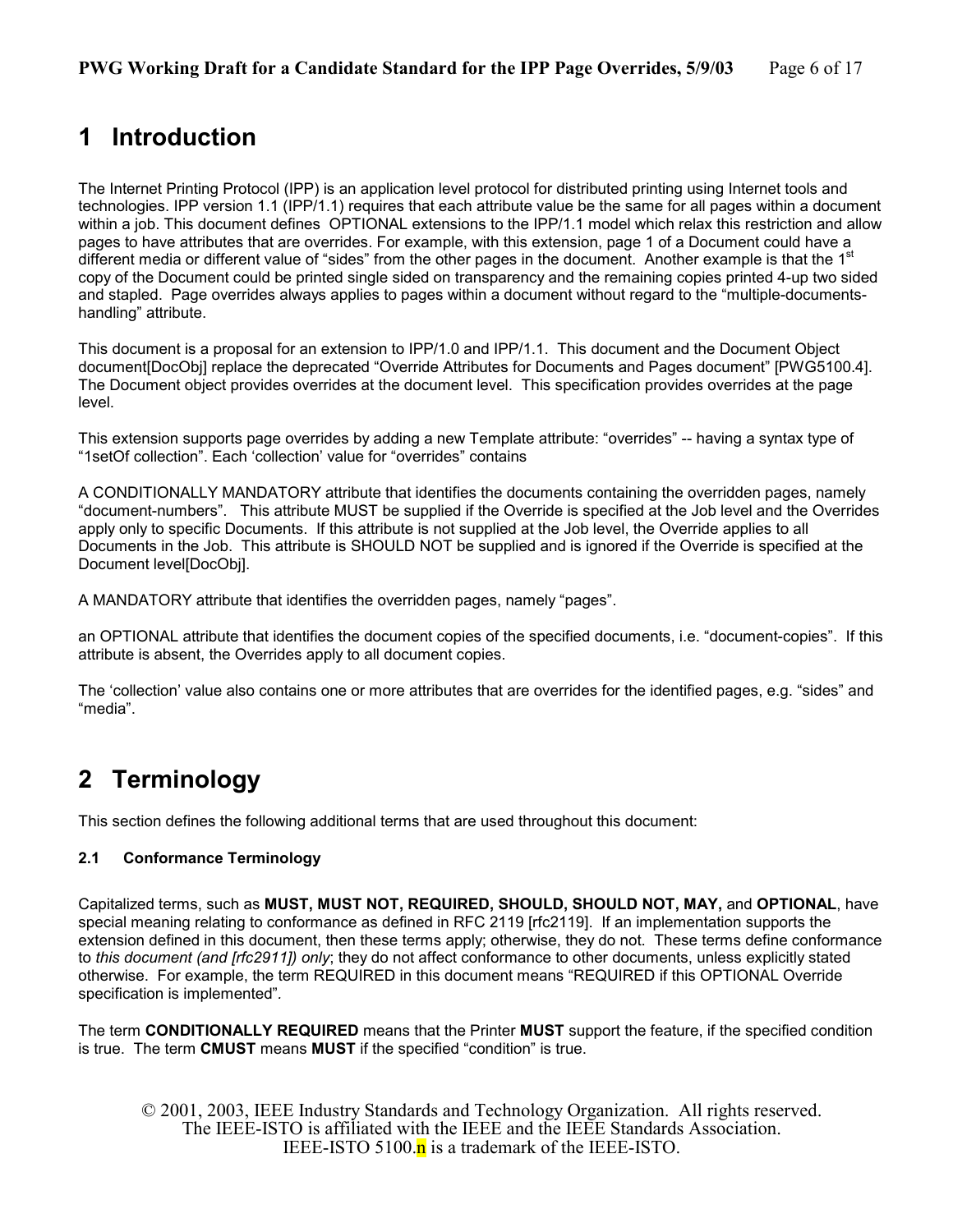# 1 Introduction

The Internet Printing Protocol (IPP) is an application level protocol for distributed printing using Internet tools and technologies. IPP version 1.1 (IPP/1.1) requires that each attribute value be the same for all pages within a document within a job. This document defines OPTIONAL extensions to the IPP/1.1 model which relax this restriction and allow pages to have attributes that are overrides. For example, with this extension, page 1 of a Document could have a different media or different value of "sides" from the other pages in the document. Another example is that the 1st copy of the Document could be printed single sided on transparency and the remaining copies printed 4-up two sided and stapled. Page overrides always applies to pages within a document without regard to the "multiple-documents-handling" attribute.

This document is a proposal for an extension to IPP/1.0 and IPP/1.1. This document and the Document Object document[DocObj] replace the deprecated "Override Attributes for Documents and Pages document" [PWG5100.4]. The Document object provides overrides at the document level. This specification provides overrides at the page level.

This extension supports page overrides by adding a new Template attribute: "overrides" -- having a syntax type of "1setOf collection". Each 'collection' value for "overrides" contains

A CONDITIONALLY MANDATORY attribute that identifies the documents containing the overridden pages, namely "document-numbers". This attribute MUST be supplied if the Override is specified at the Job level and the Overrides apply only to specific Documents. If this attribute is not supplied at the Job level, the Override applies to all Documents in the Job. This attribute is SHOULD NOT be supplied and is ignored if the Override is specified at the Document level[DocObj].

A MANDATORY attribute that identifies the overridden pages, namely "pages".

an OPTIONAL attribute that identifies the document copies of the specified documents, i.e. "document-copies". If this attribute is absent, the Overrides apply to all document copies.

The 'collection' value also contains one or more attributes that are overrides for the identified pages, e.g. "sides" and "media".

# 2 Terminology

This section defines the following additional terms that are used throughout this document:

### 2.1 Conformance Terminology

Capitalized terms, such as **MUST, MUST NOT, REQUIRED, SHOULD, SHOULD NOT, MAY,** and **OPTIONAL**, have special meaning relating to conformance as defined in RFC 2119 [rfc2119]. If an implementation supports the extension defined in this document, then these terms apply; otherwise, they do not. These terms define conformance to *this document (and [rfc2911]) only*; they do not affect conformance to other documents, unless explicitly stated otherwise. For example, the term REQUIRED in this document means "REQUIRED if this OPTIONAL Override specification is implemented".

The term **CONDITIONALLY REQUIRED** means that the Printer **MUST** support the feature, if the specified condition is true. The term **CMUST** means **MUST** if the specified "condition" is true.

© 2001, 2003, IEEE Industry Standards and Technology Organization. All rights reserved.
The IEEE-ISTO is affiliated with the IEEE and the IEEE Standards Association.
IEEE-ISTO 5100.n is a trademark of the IEEE-ISTO.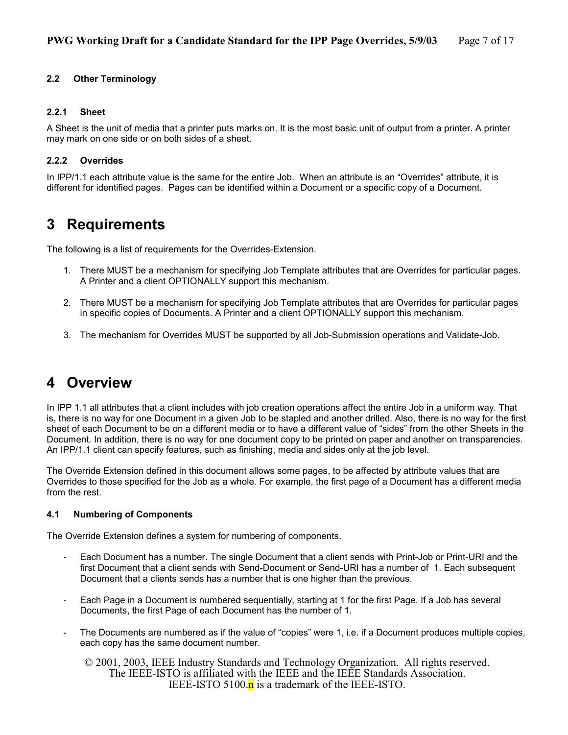### 2.2 Other Terminology

#### 2.2.1 Sheet

A Sheet is the unit of media that a printer puts marks on. It is the most basic unit of output from a printer. A printer may mark on one side or on both sides of a sheet.

#### 2.2.2 Overrides

In IPP/1.1 each attribute value is the same for the entire Job. When an attribute is an "Overrides" attribute, it is different for identified pages. Pages can be identified within a Document or a specific copy of a Document.

# 3 Requirements

The following is a list of requirements for the Overrides-Extension.

1. There MUST be a mechanism for specifying Job Template attributes that are Overrides for particular pages. A Printer and a client OPTIONALLY support this mechanism.

2. There MUST be a mechanism for specifying Job Template attributes that are Overrides for particular pages in specific copies of Documents. A Printer and a client OPTIONALLY support this mechanism.

3. The mechanism for Overrides MUST be supported by all Job-Submission operations and Validate-Job.

# 4 Overview

In IPP 1.1 all attributes that a client includes with job creation operations affect the entire Job in a uniform way. That is, there is no way for one Document in a given Job to be stapled and another drilled. Also, there is no way for the first sheet of each Document to be on a different media or to have a different value of "sides" from the other Sheets in the Document. In addition, there is no way for one document copy to be printed on paper and another on transparencies. An IPP/1.1 client can specify features, such as finishing, media and sides only at the job level.

The Override Extension defined in this document allows some pages, to be affected by attribute values that are Overrides to those specified for the Job as a whole. For example, the first page of a Document has a different media from the rest.

### 4.1 Numbering of Components

The Override Extension defines a system for numbering of components.

- Each Document has a number. The single Document that a client sends with Print-Job or Print-URI and the first Document that a client sends with Send-Document or Send-URI has a number of 1. Each subsequent Document that a clients sends has a number that is one higher than the previous.

- Each Page in a Document is numbered sequentially, starting at 1 for the first Page. If a Job has several Documents, the first Page of each Document has the number of 1.

- The Documents are numbered as if the value of "copies" were 1, i.e. if a Document produces multiple copies, each copy has the same document number.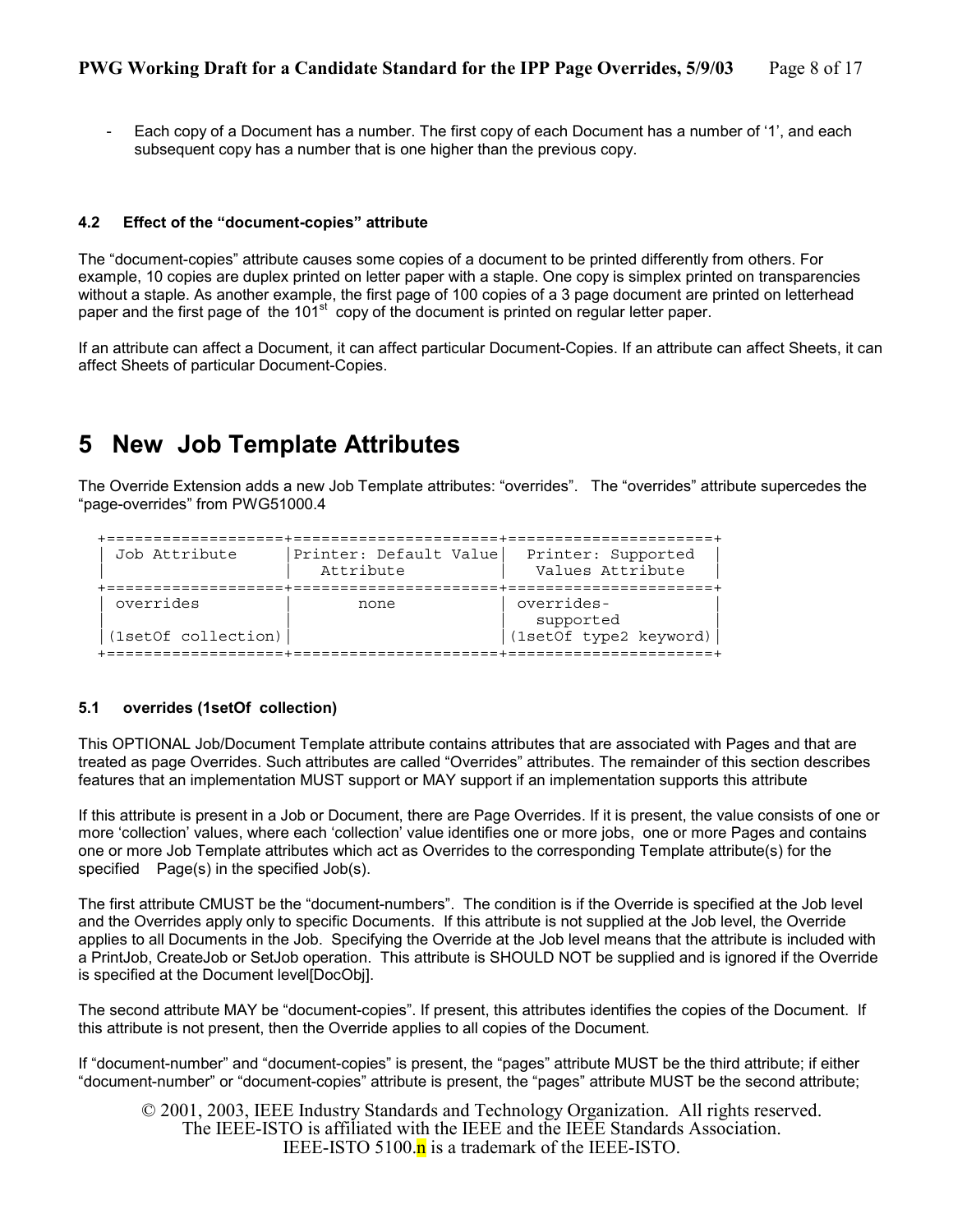- Each copy of a Document has a number. The first copy of each Document has a number of '1', and each subsequent copy has a number that is one higher than the previous copy.

### 4.2 Effect of the "document-copies" attribute

The "document-copies" attribute causes some copies of a document to be printed differently from others. For example, 10 copies are duplex printed on letter paper with a staple. One copy is simplex printed on transparencies without a staple. As another example, the first page of 100 copies of a 3 page document are printed on letterhead paper and the first page of the 101st copy of the document is printed on regular letter paper.

If an attribute can affect a Document, it can affect particular Document-Copies. If an attribute can affect Sheets, it can affect Sheets of particular Document-Copies.

# 5 New Job Template Attributes

The Override Extension adds a new Job Template attributes: "overrides". The "overrides" attribute supercedes the "page-overrides" from PWG51000.4

| Job Attribute | Printer: Default Value Attribute | Printer: Supported Values Attribute |
|---|---|---|
| overrides (1setOf collection) | none | overrides-supported (1setOf type2 keyword) |

### 5.1 overrides (1setOf collection)

This OPTIONAL Job/Document Template attribute contains attributes that are associated with Pages and that are treated as page Overrides. Such attributes are called "Overrides" attributes. The remainder of this section describes features that an implementation MUST support or MAY support if an implementation supports this attribute

If this attribute is present in a Job or Document, there are Page Overrides. If it is present, the value consists of one or more 'collection' values, where each 'collection' value identifies one or more jobs, one or more Pages and contains one or more Job Template attributes which act as Overrides to the corresponding Template attribute(s) for the specified Page(s) in the specified Job(s).

The first attribute CMUST be the "document-numbers". The condition is if the Override is specified at the Job level and the Overrides apply only to specific Documents. If this attribute is not supplied at the Job level, the Override applies to all Documents in the Job. Specifying the Override at the Job level means that the attribute is included with a PrintJob, CreateJob or SetJob operation. This attribute is SHOULD NOT be supplied and is ignored if the Override is specified at the Document level[DocObj].

The second attribute MAY be "document-copies". If present, this attributes identifies the copies of the Document. If this attribute is not present, then the Override applies to all copies of the Document.

If "document-number" and "document-copies" is present, the "pages" attribute MUST be the third attribute; if either "document-number" or "document-copies" attribute is present, the "pages" attribute MUST be the second attribute;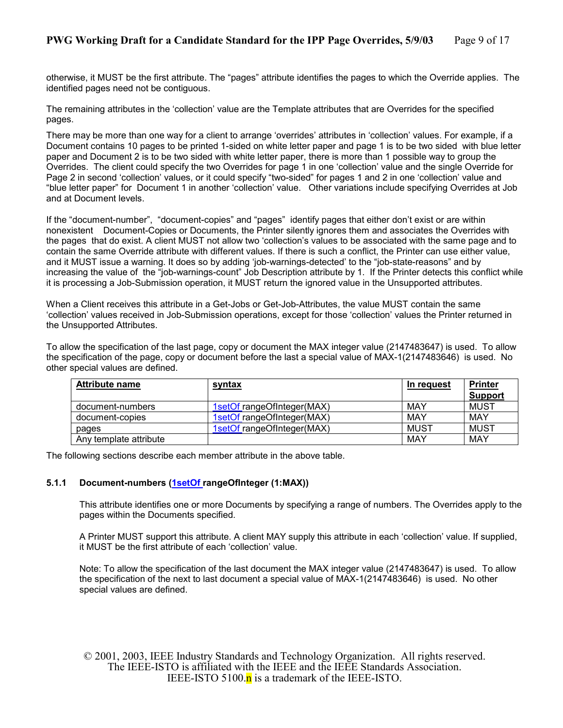otherwise, it MUST be the first attribute. The “pages” attribute identifies the pages to which the Override applies. The identified pages need not be contiguous.

The remaining attributes in the ‘collection’ value are the Template attributes that are Overrides for the specified pages.

There may be more than one way for a client to arrange ‘overrides’ attributes in ‘collection’ values. For example, if a Document contains 10 pages to be printed 1-sided on white letter paper and page 1 is to be two sided with blue letter paper and Document 2 is to be two sided with white letter paper, there is more than 1 possible way to group the Overrides. The client could specify the two Overrides for page 1 in one ‘collection’ value and the single Override for Page 2 in second ‘collection’ values, or it could specify “two-sided” for pages 1 and 2 in one ‘collection’ value and “blue letter paper” for Document 1 in another ‘collection’ value. Other variations include specifying Overrides at Job and at Document levels.

If the “document-number”, “document-copies” and “pages” identify pages that either don’t exist or are within nonexistent Document-Copies or Documents, the Printer silently ignores them and associates the Overrides with the pages that do exist. A client MUST not allow two ‘collection’s values to be associated with the same page and to contain the same Override attribute with different values. If there is such a conflict, the Printer can use either value, and it MUST issue a warning. It does so by adding ‘job-warnings-detected’ to the “job-state-reasons” and by increasing the value of the “job-warnings-count” Job Description attribute by 1. If the Printer detects this conflict while it is processing a Job-Submission operation, it MUST return the ignored value in the Unsupported attributes.

When a Client receives this attribute in a Get-Jobs or Get-Job-Attributes, the value MUST contain the same ‘collection’ values received in Job-Submission operations, except for those ‘collection’ values the Printer returned in the Unsupported Attributes.

To allow the specification of the last page, copy or document the MAX integer value (2147483647) is used. To allow the specification of the page, copy or document before the last a special value of MAX-1(2147483646) is used. No other special values are defined.

| Attribute name | syntax | In request | Printer Support |
|---|---|---|---|
| document-numbers | 1setOf rangeOfInteger(MAX) | MAY | MUST |
| document-copies | 1setOf rangeOfInteger(MAX) | MAY | MAY |
| pages | 1setOf rangeOfInteger(MAX) | MUST | MUST |
| Any template attribute | | MAY | MAY |

The following sections describe each member attribute in the above table.

### 5.1.1 Document-numbers (1setOf rangeOfInteger (1:MAX))

This attribute identifies one or more Documents by specifying a range of numbers. The Overrides apply to the pages within the Documents specified.

A Printer MUST support this attribute. A client MAY supply this attribute in each ‘collection’ value. If supplied, it MUST be the first attribute of each ‘collection’ value.

Note: To allow the specification of the last document the MAX integer value (2147483647) is used. To allow the specification of the next to last document a special value of MAX-1(2147483646) is used. No other special values are defined.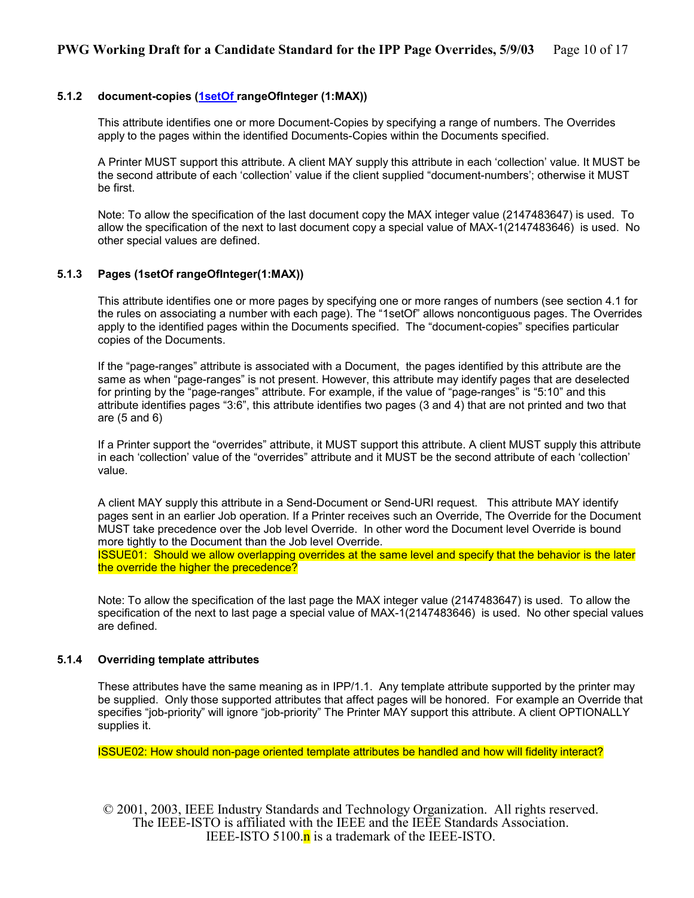### 5.1.2 document-copies (1setOf rangeOfInteger (1:MAX))

This attribute identifies one or more Document-Copies by specifying a range of numbers. The Overrides apply to the pages within the identified Documents-Copies within the Documents specified.

A Printer MUST support this attribute. A client MAY supply this attribute in each 'collection' value. It MUST be the second attribute of each 'collection' value if the client supplied "document-numbers'; otherwise it MUST be first.

Note: To allow the specification of the last document copy the MAX integer value (2147483647) is used. To allow the specification of the next to last document copy a special value of MAX-1(2147483646) is used. No other special values are defined.

### 5.1.3 Pages (1setOf rangeOfInteger(1:MAX))

This attribute identifies one or more pages by specifying one or more ranges of numbers (see section 4.1 for the rules on associating a number with each page). The "1setOf" allows noncontiguous pages. The Overrides apply to the identified pages within the Documents specified. The "document-copies" specifies particular copies of the Documents.

If the "page-ranges" attribute is associated with a Document, the pages identified by this attribute are the same as when "page-ranges" is not present. However, this attribute may identify pages that are deselected for printing by the "page-ranges" attribute. For example, if the value of "page-ranges" is "5:10" and this attribute identifies pages "3:6", this attribute identifies two pages (3 and 4) that are not printed and two that are (5 and 6)

If a Printer support the "overrides" attribute, it MUST support this attribute. A client MUST supply this attribute in each 'collection' value of the "overrides" attribute and it MUST be the second attribute of each 'collection' value.

A client MAY supply this attribute in a Send-Document or Send-URI request. This attribute MAY identify pages sent in an earlier Job operation. If a Printer receives such an Override, The Override for the Document MUST take precedence over the Job level Override. In other word the Document level Override is bound more tightly to the Document than the Job level Override.
ISSUE01: Should we allow overlapping overrides at the same level and specify that the behavior is the later the override the higher the precedence?

Note: To allow the specification of the last page the MAX integer value (2147483647) is used. To allow the specification of the next to last page a special value of MAX-1(2147483646) is used. No other special values are defined.

### 5.1.4 Overriding template attributes

These attributes have the same meaning as in IPP/1.1. Any template attribute supported by the printer may be supplied. Only those supported attributes that affect pages will be honored. For example an Override that specifies "job-priority" will ignore "job-priority" The Printer MAY support this attribute. A client OPTIONALLY supplies it.

ISSUE02: How should non-page oriented template attributes be handled and how will fidelity interact?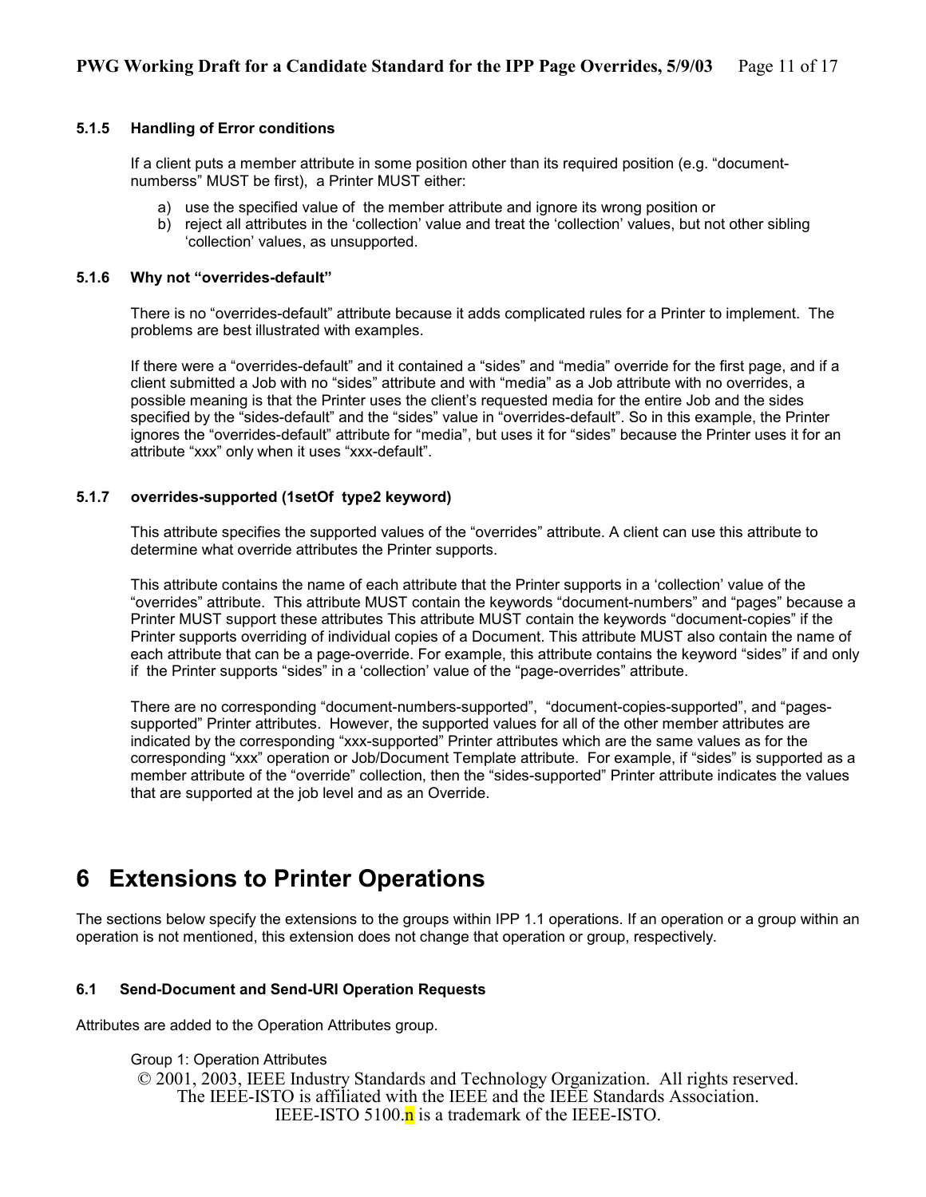### 5.1.5 Handling of Error conditions

If a client puts a member attribute in some position other than its required position (e.g. "document-numberss" MUST be first), a Printer MUST either:

a) use the specified value of the member attribute and ignore its wrong position or
b) reject all attributes in the 'collection' value and treat the 'collection' values, but not other sibling 'collection' values, as unsupported.

### 5.1.6 Why not "overrides-default"

There is no "overrides-default" attribute because it adds complicated rules for a Printer to implement. The problems are best illustrated with examples.

If there were a "overrides-default" and it contained a "sides" and "media" override for the first page, and if a client submitted a Job with no "sides" attribute and with "media" as a Job attribute with no overrides, a possible meaning is that the Printer uses the client's requested media for the entire Job and the sides specified by the "sides-default" and the "sides" value in "overrides-default". So in this example, the Printer ignores the "overrides-default" attribute for "media", but uses it for "sides" because the Printer uses it for an attribute "xxx" only when it uses "xxx-default".

### 5.1.7 overrides-supported (1setOf type2 keyword)

This attribute specifies the supported values of the "overrides" attribute. A client can use this attribute to determine what override attributes the Printer supports.

This attribute contains the name of each attribute that the Printer supports in a 'collection' value of the "overrides" attribute. This attribute MUST contain the keywords "document-numbers" and "pages" because a Printer MUST support these attributes This attribute MUST contain the keywords "document-copies" if the Printer supports overriding of individual copies of a Document. This attribute MUST also contain the name of each attribute that can be a page-override. For example, this attribute contains the keyword "sides" if and only if the Printer supports "sides" in a 'collection' value of the "page-overrides" attribute.

There are no corresponding "document-numbers-supported", "document-copies-supported", and "pages-supported" Printer attributes. However, the supported values for all of the other member attributes are indicated by the corresponding "xxx-supported" Printer attributes which are the same values as for the corresponding "xxx" operation or Job/Document Template attribute. For example, if "sides" is supported as a member attribute of the "override" collection, then the "sides-supported" Printer attribute indicates the values that are supported at the job level and as an Override.

# 6 Extensions to Printer Operations

The sections below specify the extensions to the groups within IPP 1.1 operations. If an operation or a group within an operation is not mentioned, this extension does not change that operation or group, respectively.

## 6.1 Send-Document and Send-URI Operation Requests

Attributes are added to the Operation Attributes group.

Group 1: Operation Attributes

© 2001, 2003, IEEE Industry Standards and Technology Organization. All rights reserved.
The IEEE-ISTO is affiliated with the IEEE and the IEEE Standards Association.
IEEE-ISTO 5100.n is a trademark of the IEEE-ISTO.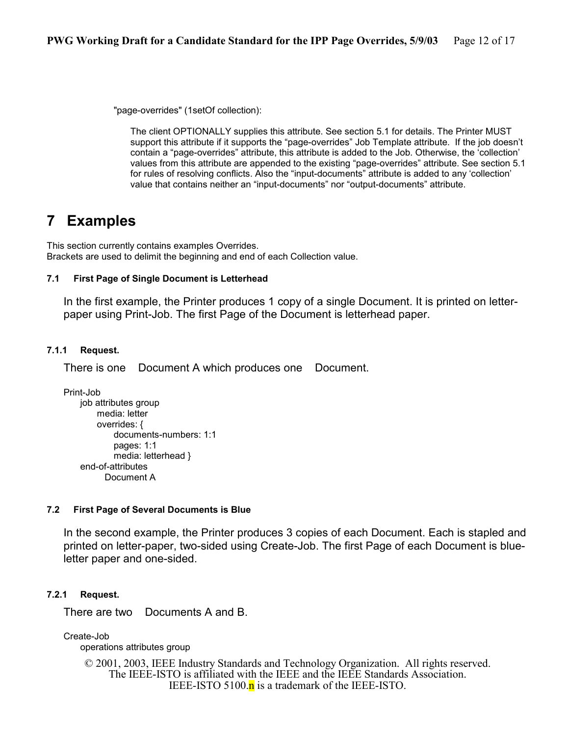"page-overrides" (1setOf collection):

The client OPTIONALLY supplies this attribute. See section 5.1 for details. The Printer MUST support this attribute if it supports the “page-overrides” Job Template attribute. If the job doesn't contain a “page-overrides” attribute, this attribute is added to the Job. Otherwise, the ‘collection’ values from this attribute are appended to the existing “page-overrides” attribute. See section 5.1 for rules of resolving conflicts. Also the “input-documents” attribute is added to any ‘collection’ value that contains neither an “input-documents” nor “output-documents” attribute.

# 7 Examples

This section currently contains examples Overrides.
Brackets are used to delimit the beginning and end of each Collection value.

### 7.1 First Page of Single Document is Letterhead

In the first example, the Printer produces 1 copy of a single Document. It is printed on letter-paper using Print-Job. The first Page of the Document is letterhead paper.

#### 7.1.1 Request.

There is one Document A which produces one Document.

```
Print-Job
    job attributes group
        media: letter
        overrides: {
            documents-numbers: 1:1
            pages: 1:1
            media: letterhead }
    end-of-attributes
          Document A
```

### 7.2 First Page of Several Documents is Blue

In the second example, the Printer produces 3 copies of each Document. Each is stapled and printed on letter-paper, two-sided using Create-Job. The first Page of each Document is blue-letter paper and one-sided.

#### 7.2.1 Request.

There are two Documents A and B.

```
Create-Job
    operations attributes group
```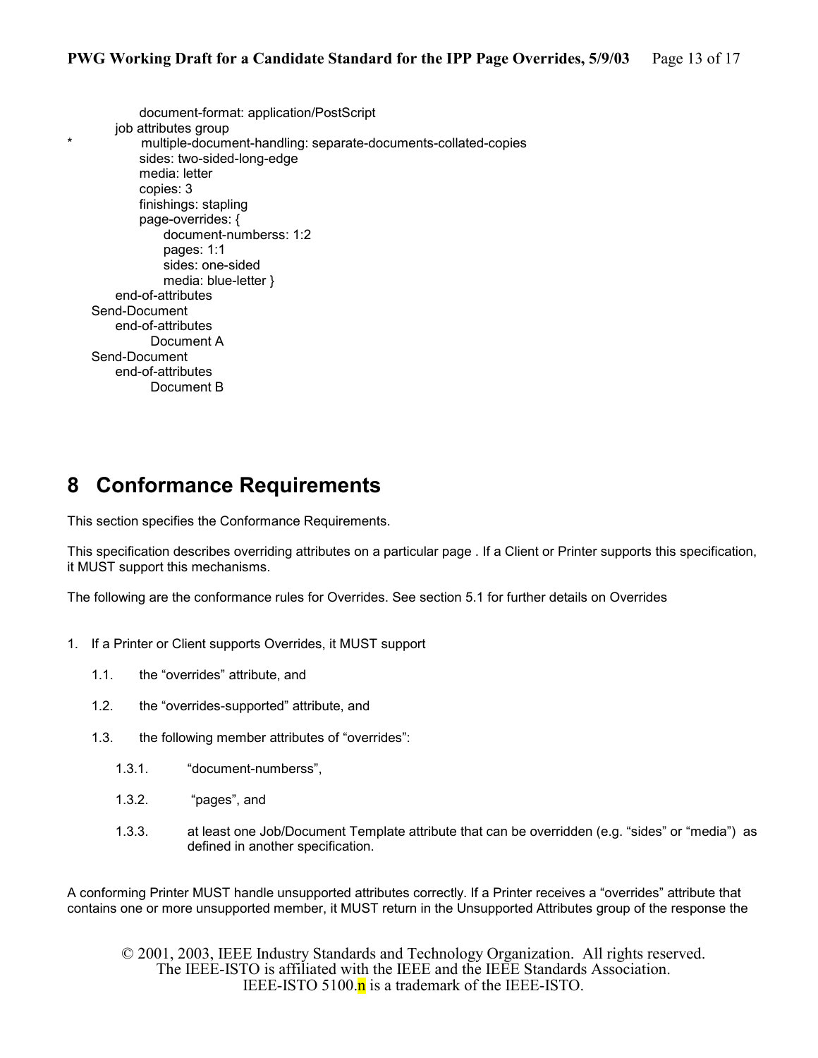```
            document-format: application/PostScript
        job attributes group
*           multiple-document-handling: separate-documents-collated-copies
            sides: two-sided-long-edge
            media: letter
            copies: 3
            finishings: stapling
            page-overrides: {
                document-numberss: 1:2
                pages: 1:1
                sides: one-sided
                media: blue-letter }
        end-of-attributes
    Send-Document
        end-of-attributes
              Document A
    Send-Document
        end-of-attributes
              Document B
```

# 8 Conformance Requirements

This section specifies the Conformance Requirements.

This specification describes overriding attributes on a particular page . If a Client or Printer supports this specification, it MUST support this mechanisms.

The following are the conformance rules for Overrides. See section 5.1 for further details on Overrides

1. If a Printer or Client supports Overrides, it MUST support

   1.1. the "overrides" attribute, and

   1.2. the "overrides-supported" attribute, and

   1.3. the following member attributes of "overrides":

      1.3.1. "document-numberss",

      1.3.2. "pages", and

      1.3.3. at least one Job/Document Template attribute that can be overridden (e.g. "sides" or "media") as defined in another specification.

A conforming Printer MUST handle unsupported attributes correctly. If a Printer receives a "overrides" attribute that contains one or more unsupported member, it MUST return in the Unsupported Attributes group of the response the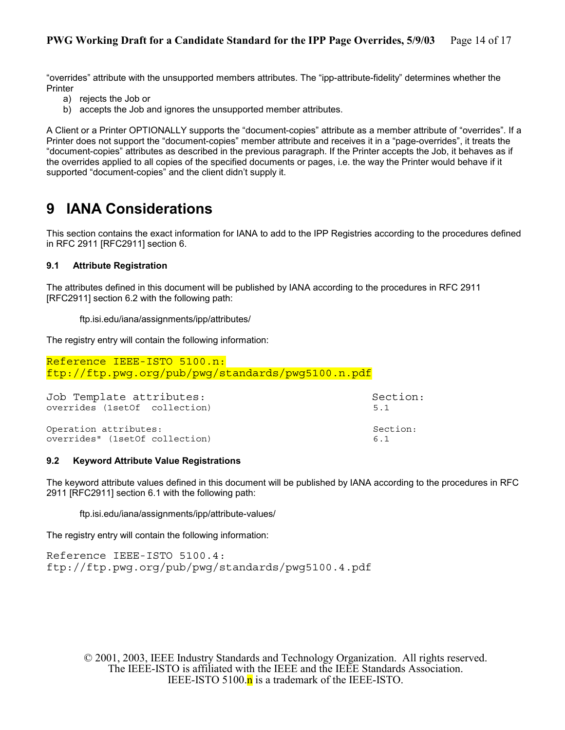"overrides" attribute with the unsupported members attributes. The "ipp-attribute-fidelity" determines whether the Printer

a) rejects the Job or
b) accepts the Job and ignores the unsupported member attributes.

A Client or a Printer OPTIONALLY supports the "document-copies" attribute as a member attribute of "overrides". If a Printer does not support the "document-copies" member attribute and receives it in a "page-overrides", it treats the "document-copies" attributes as described in the previous paragraph. If the Printer accepts the Job, it behaves as if the overrides applied to all copies of the specified documents or pages, i.e. the way the Printer would behave if it supported "document-copies" and the client didn't supply it.

# 9 IANA Considerations

This section contains the exact information for IANA to add to the IPP Registries according to the procedures defined in RFC 2911 [RFC2911] section 6.

### 9.1 Attribute Registration

The attributes defined in this document will be published by IANA according to the procedures in RFC 2911 [RFC2911] section 6.2 with the following path:

ftp.isi.edu/iana/assignments/ipp/attributes/

The registry entry will contain the following information:

```
Reference IEEE-ISTO 5100.n:
ftp://ftp.pwg.org/pub/pwg/standards/pwg5100.n.pdf

Job Template attributes:                                Section:
overrides (1setOf  collection)                          5.1

Operation attributes:                                   Section:
overrides" (1setOf collection)                          6.1
```

### 9.2 Keyword Attribute Value Registrations

The keyword attribute values defined in this document will be published by IANA according to the procedures in RFC 2911 [RFC2911] section 6.1 with the following path:

ftp.isi.edu/iana/assignments/ipp/attribute-values/

The registry entry will contain the following information:

```
Reference IEEE-ISTO 5100.4:
ftp://ftp.pwg.org/pub/pwg/standards/pwg5100.4.pdf
```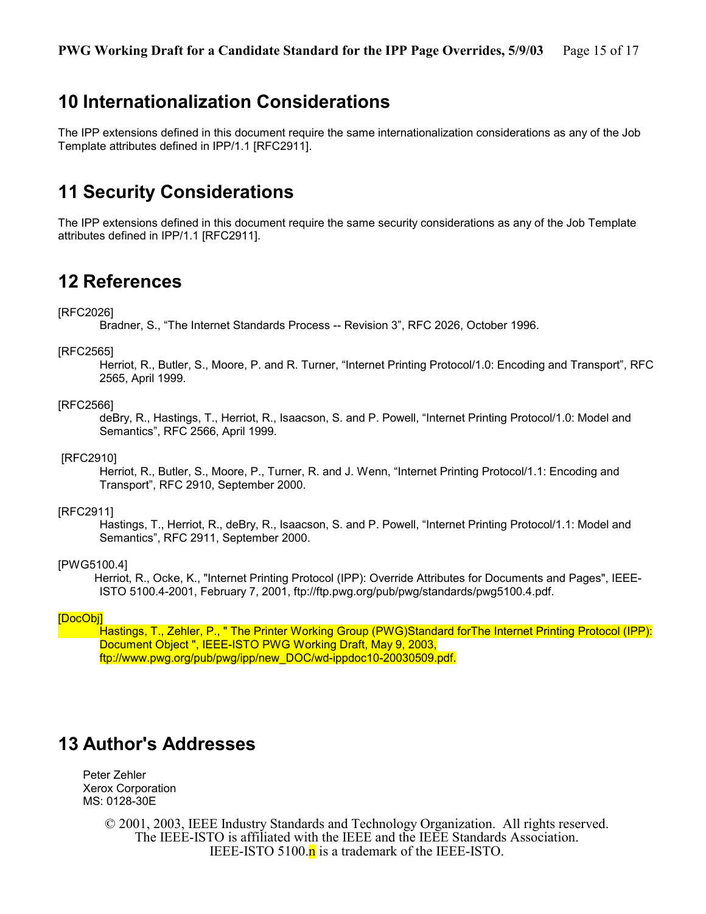# 10 Internationalization Considerations

The IPP extensions defined in this document require the same internationalization considerations as any of the Job Template attributes defined in IPP/1.1 [RFC2911].

# 11 Security Considerations

The IPP extensions defined in this document require the same security considerations as any of the Job Template attributes defined in IPP/1.1 [RFC2911].

# 12 References

[RFC2026]
Bradner, S., "The Internet Standards Process -- Revision 3", RFC 2026, October 1996.

[RFC2565]
Herriot, R., Butler, S., Moore, P. and R. Turner, "Internet Printing Protocol/1.0: Encoding and Transport", RFC 2565, April 1999.

[RFC2566]
deBry, R., Hastings, T., Herriot, R., Isaacson, S. and P. Powell, "Internet Printing Protocol/1.0: Model and Semantics", RFC 2566, April 1999.

[RFC2910]
Herriot, R., Butler, S., Moore, P., Turner, R. and J. Wenn, "Internet Printing Protocol/1.1: Encoding and Transport", RFC 2910, September 2000.

[RFC2911]
Hastings, T., Herriot, R., deBry, R., Isaacson, S. and P. Powell, "Internet Printing Protocol/1.1: Model and Semantics", RFC 2911, September 2000.

[PWG5100.4]
Herriot, R., Ocke, K., "Internet Printing Protocol (IPP): Override Attributes for Documents and Pages", IEEE-ISTO 5100.4-2001, February 7, 2001, ftp://ftp.pwg.org/pub/pwg/standards/pwg5100.4.pdf.

[DocObj]
Hastings, T., Zehler, P., " The Printer Working Group (PWG)Standard forThe Internet Printing Protocol (IPP): Document Object ", IEEE-ISTO PWG Working Draft, May 9, 2003, ftp://www.pwg.org/pub/pwg/ipp/new_DOC/wd-ippdoc10-20030509.pdf.

# 13 Author's Addresses

Peter Zehler
Xerox Corporation
MS: 0128-30E

© 2001, 2003, IEEE Industry Standards and Technology Organization. All rights reserved.
The IEEE-ISTO is affiliated with the IEEE and the IEEE Standards Association.
IEEE-ISTO 5100.n is a trademark of the IEEE-ISTO.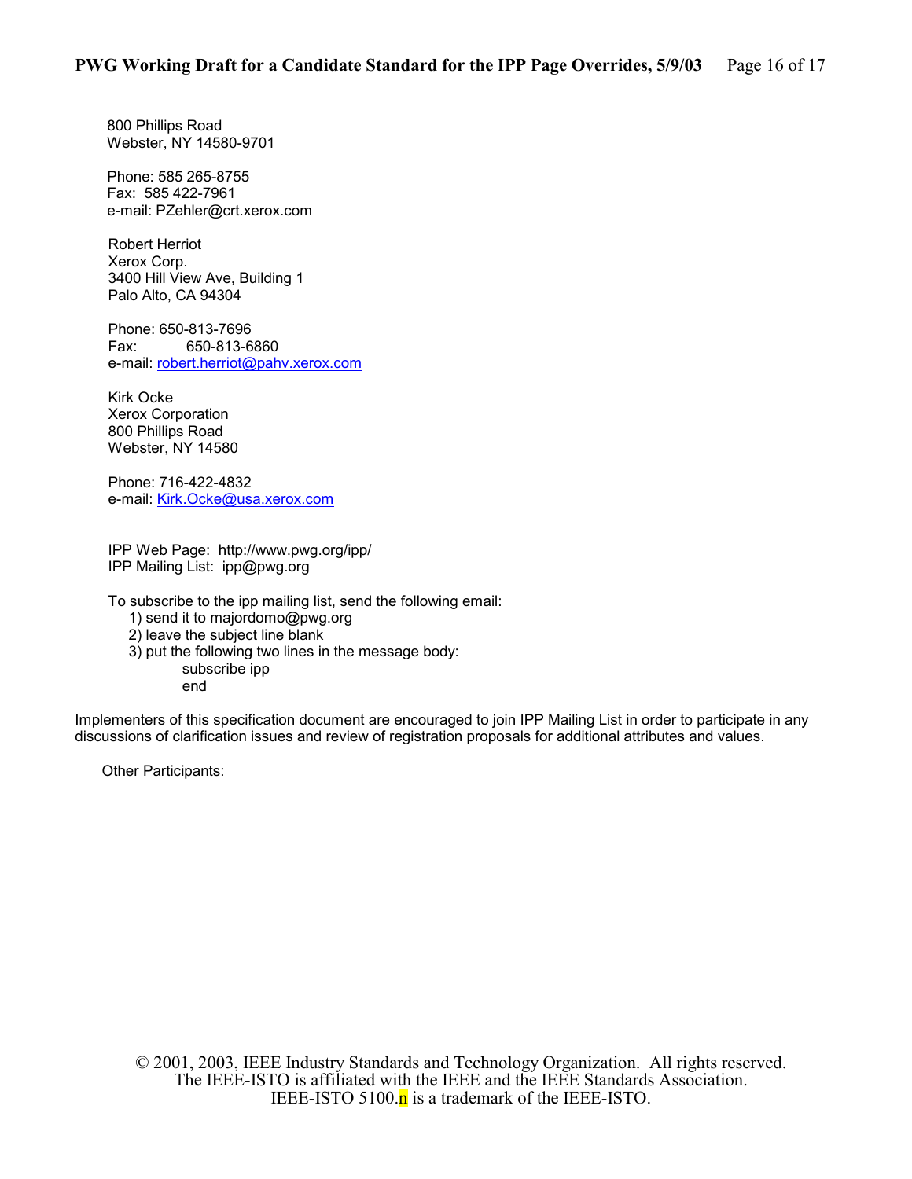800 Phillips Road
Webster, NY 14580-9701

Phone: 585 265-8755
Fax: 585 422-7961
e-mail: PZehler@crt.xerox.com

Robert Herriot
Xerox Corp.
3400 Hill View Ave, Building 1
Palo Alto, CA 94304

Phone: 650-813-7696
Fax: 650-813-6860
e-mail: robert.herriot@pahv.xerox.com

Kirk Ocke
Xerox Corporation
800 Phillips Road
Webster, NY 14580

Phone: 716-422-4832
e-mail: Kirk.Ocke@usa.xerox.com

IPP Web Page: http://www.pwg.org/ipp/
IPP Mailing List: ipp@pwg.org

To subscribe to the ipp mailing list, send the following email:

1) send it to majordomo@pwg.org
2) leave the subject line blank
3) put the following two lines in the message body:

   subscribe ipp
   end

Implementers of this specification document are encouraged to join IPP Mailing List in order to participate in any discussions of clarification issues and review of registration proposals for additional attributes and values.

Other Participants: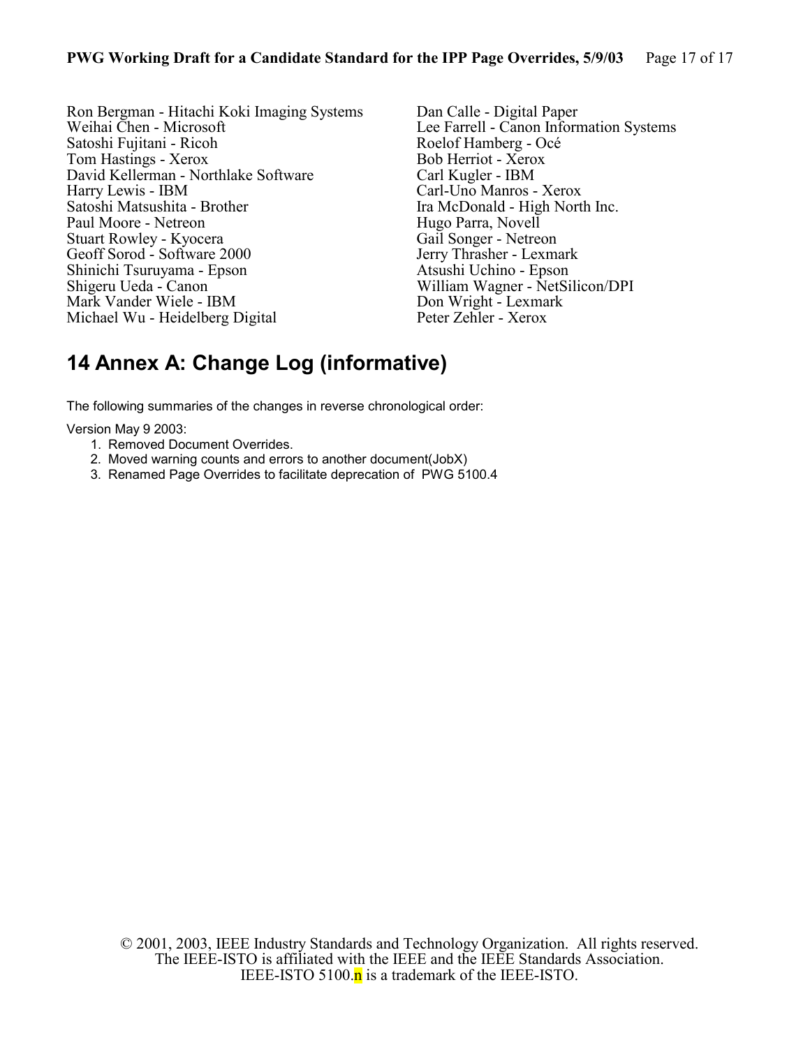Ron Bergman - Hitachi Koki Imaging Systems
Weihai Chen - Microsoft
Satoshi Fujitani - Ricoh
Tom Hastings - Xerox
David Kellerman - Northlake Software
Harry Lewis - IBM
Satoshi Matsushita - Brother
Paul Moore - Netreon
Stuart Rowley - Kyocera
Geoff Sorod - Software 2000
Shinichi Tsuruyama - Epson
Shigeru Ueda - Canon
Mark Vander Wiele - IBM
Michael Wu - Heidelberg Digital
Dan Calle - Digital Paper
Lee Farrell - Canon Information Systems
Roelof Hamberg - Océ
Bob Herriot - Xerox
Carl Kugler - IBM
Carl-Uno Manros - Xerox
Ira McDonald - High North Inc.
Hugo Parra, Novell
Gail Songer - Netreon
Jerry Thrasher - Lexmark
Atsushi Uchino - Epson
William Wagner - NetSilicon/DPI
Don Wright - Lexmark
Peter Zehler - Xerox

# 14 Annex A: Change Log (informative)

The following summaries of the changes in reverse chronological order:

Version May 9 2003:

1. Removed Document Overrides.
2. Moved warning counts and errors to another document(JobX)
3. Renamed Page Overrides to facilitate deprecation of PWG 5100.4

© 2001, 2003, IEEE Industry Standards and Technology Organization. All rights reserved.
The IEEE-ISTO is affiliated with the IEEE and the IEEE Standards Association.
IEEE-ISTO 5100.n is a trademark of the IEEE-ISTO.